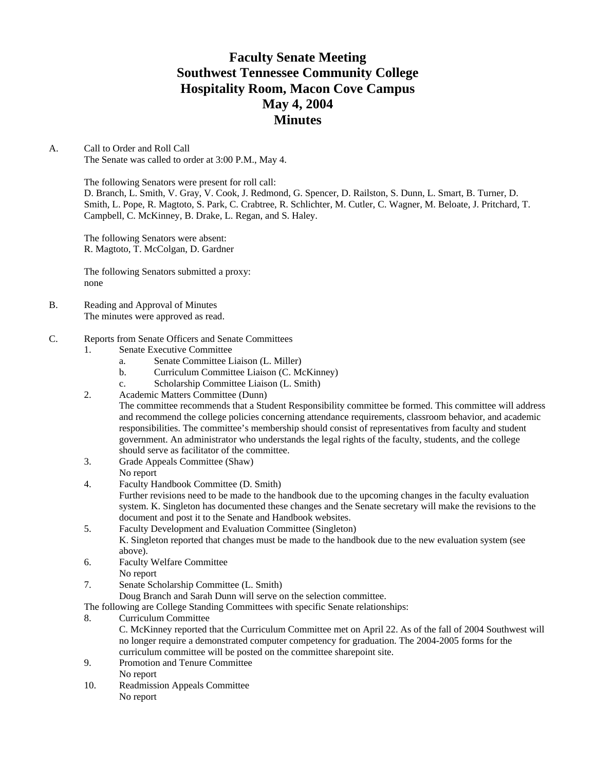# Faculty Senate Meeting
# Southwest Tennessee Community College
# Hospitality Room, Macon Cove Campus
# May 4, 2004
# Minutes

A. Call to Order and Roll Call
The Senate was called to order at 3:00 P.M., May 4.

The following Senators were present for roll call:
D. Branch, L. Smith, V. Gray, V. Cook, J. Redmond, G. Spencer, D. Railston, S. Dunn, L. Smart, B. Turner, D. Smith, L. Pope, R. Magtoto, S. Park, C. Crabtree, R. Schlichter, M. Cutler, C. Wagner, M. Beloate, J. Pritchard, T. Campbell, C. McKinney, B. Drake, L. Regan, and S. Haley.

The following Senators were absent:
R. Magtoto, T. McColgan, D. Gardner

The following Senators submitted a proxy:
none

B. Reading and Approval of Minutes
The minutes were approved as read.

C. Reports from Senate Officers and Senate Committees

1. Senate Executive Committee
   a. Senate Committee Liaison (L. Miller)
   b. Curriculum Committee Liaison (C. McKinney)
   c. Scholarship Committee Liaison (L. Smith)
2. Academic Matters Committee (Dunn)
   The committee recommends that a Student Responsibility committee be formed. This committee will address and recommend the college policies concerning attendance requirements, classroom behavior, and academic responsibilities. The committee's membership should consist of representatives from faculty and student government. An administrator who understands the legal rights of the faculty, students, and the college should serve as facilitator of the committee.
3. Grade Appeals Committee (Shaw)
   No report
4. Faculty Handbook Committee (D. Smith)
   Further revisions need to be made to the handbook due to the upcoming changes in the faculty evaluation system. K. Singleton has documented these changes and the Senate secretary will make the revisions to the document and post it to the Senate and Handbook websites.
5. Faculty Development and Evaluation Committee (Singleton)
   K. Singleton reported that changes must be made to the handbook due to the new evaluation system (see above).
6. Faculty Welfare Committee
   No report
7. Senate Scholarship Committee (L. Smith)
   Doug Branch and Sarah Dunn will serve on the selection committee.

The following are College Standing Committees with specific Senate relationships:

8. Curriculum Committee
   C. McKinney reported that the Curriculum Committee met on April 22. As of the fall of 2004 Southwest will no longer require a demonstrated computer competency for graduation. The 2004-2005 forms for the curriculum committee will be posted on the committee sharepoint site.
9. Promotion and Tenure Committee
   No report
10. Readmission Appeals Committee
    No report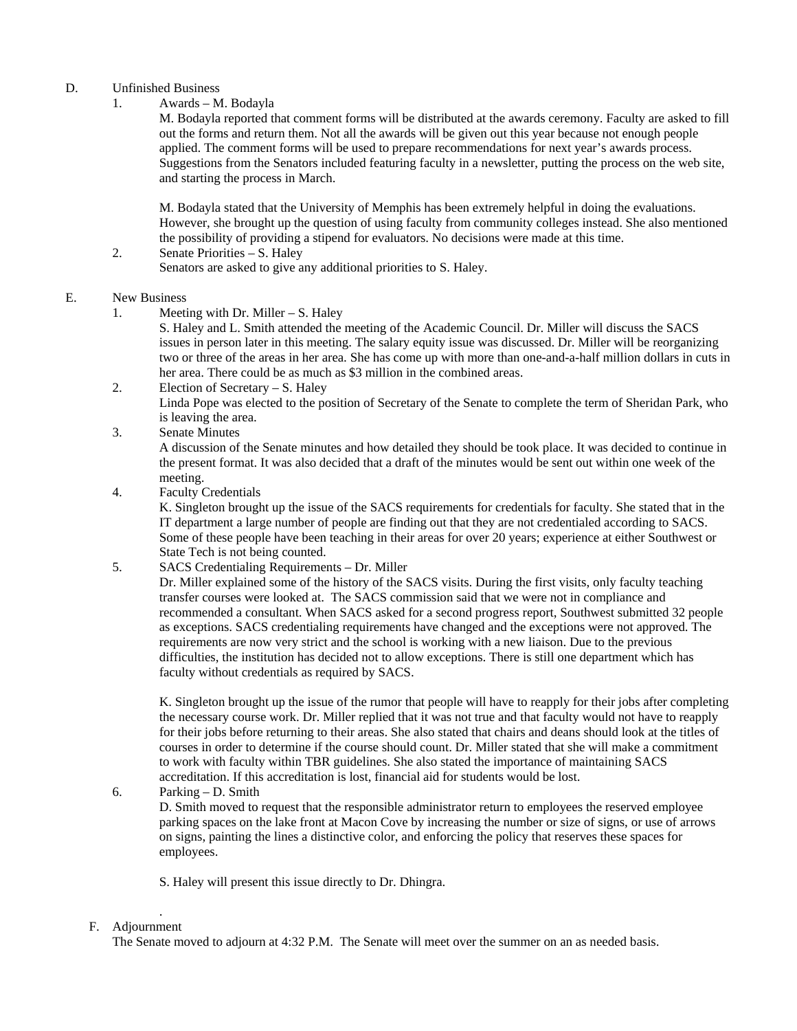D. Unfinished Business

1. Awards – M. Bodayla

   M. Bodayla reported that comment forms will be distributed at the awards ceremony. Faculty are asked to fill out the forms and return them. Not all the awards will be given out this year because not enough people applied. The comment forms will be used to prepare recommendations for next year's awards process. Suggestions from the Senators included featuring faculty in a newsletter, putting the process on the web site, and starting the process in March.

   M. Bodayla stated that the University of Memphis has been extremely helpful in doing the evaluations. However, she brought up the question of using faculty from community colleges instead. She also mentioned the possibility of providing a stipend for evaluators. No decisions were made at this time.

2. Senate Priorities – S. Haley

   Senators are asked to give any additional priorities to S. Haley.

E. New Business

1. Meeting with Dr. Miller – S. Haley

   S. Haley and L. Smith attended the meeting of the Academic Council. Dr. Miller will discuss the SACS issues in person later in this meeting. The salary equity issue was discussed. Dr. Miller will be reorganizing two or three of the areas in her area. She has come up with more than one-and-a-half million dollars in cuts in her area. There could be as much as $3 million in the combined areas.

2. Election of Secretary – S. Haley

   Linda Pope was elected to the position of Secretary of the Senate to complete the term of Sheridan Park, who is leaving the area.

3. Senate Minutes

   A discussion of the Senate minutes and how detailed they should be took place. It was decided to continue in the present format. It was also decided that a draft of the minutes would be sent out within one week of the meeting.

4. Faculty Credentials

   K. Singleton brought up the issue of the SACS requirements for credentials for faculty. She stated that in the IT department a large number of people are finding out that they are not credentialed according to SACS. Some of these people have been teaching in their areas for over 20 years; experience at either Southwest or State Tech is not being counted.

5. SACS Credentialing Requirements – Dr. Miller

   Dr. Miller explained some of the history of the SACS visits. During the first visits, only faculty teaching transfer courses were looked at. The SACS commission said that we were not in compliance and recommended a consultant. When SACS asked for a second progress report, Southwest submitted 32 people as exceptions. SACS credentialing requirements have changed and the exceptions were not approved. The requirements are now very strict and the school is working with a new liaison. Due to the previous difficulties, the institution has decided not to allow exceptions. There is still one department which has faculty without credentials as required by SACS.

   K. Singleton brought up the issue of the rumor that people will have to reapply for their jobs after completing the necessary course work. Dr. Miller replied that it was not true and that faculty would not have to reapply for their jobs before returning to their areas. She also stated that chairs and deans should look at the titles of courses in order to determine if the course should count. Dr. Miller stated that she will make a commitment to work with faculty within TBR guidelines. She also stated the importance of maintaining SACS accreditation. If this accreditation is lost, financial aid for students would be lost.

6. Parking – D. Smith

   D. Smith moved to request that the responsible administrator return to employees the reserved employee parking spaces on the lake front at Macon Cove by increasing the number or size of signs, or use of arrows on signs, painting the lines a distinctive color, and enforcing the policy that reserves these spaces for employees.

   S. Haley will present this issue directly to Dr. Dhingra.

.

F. Adjournment

The Senate moved to adjourn at 4:32 P.M. The Senate will meet over the summer on an as needed basis.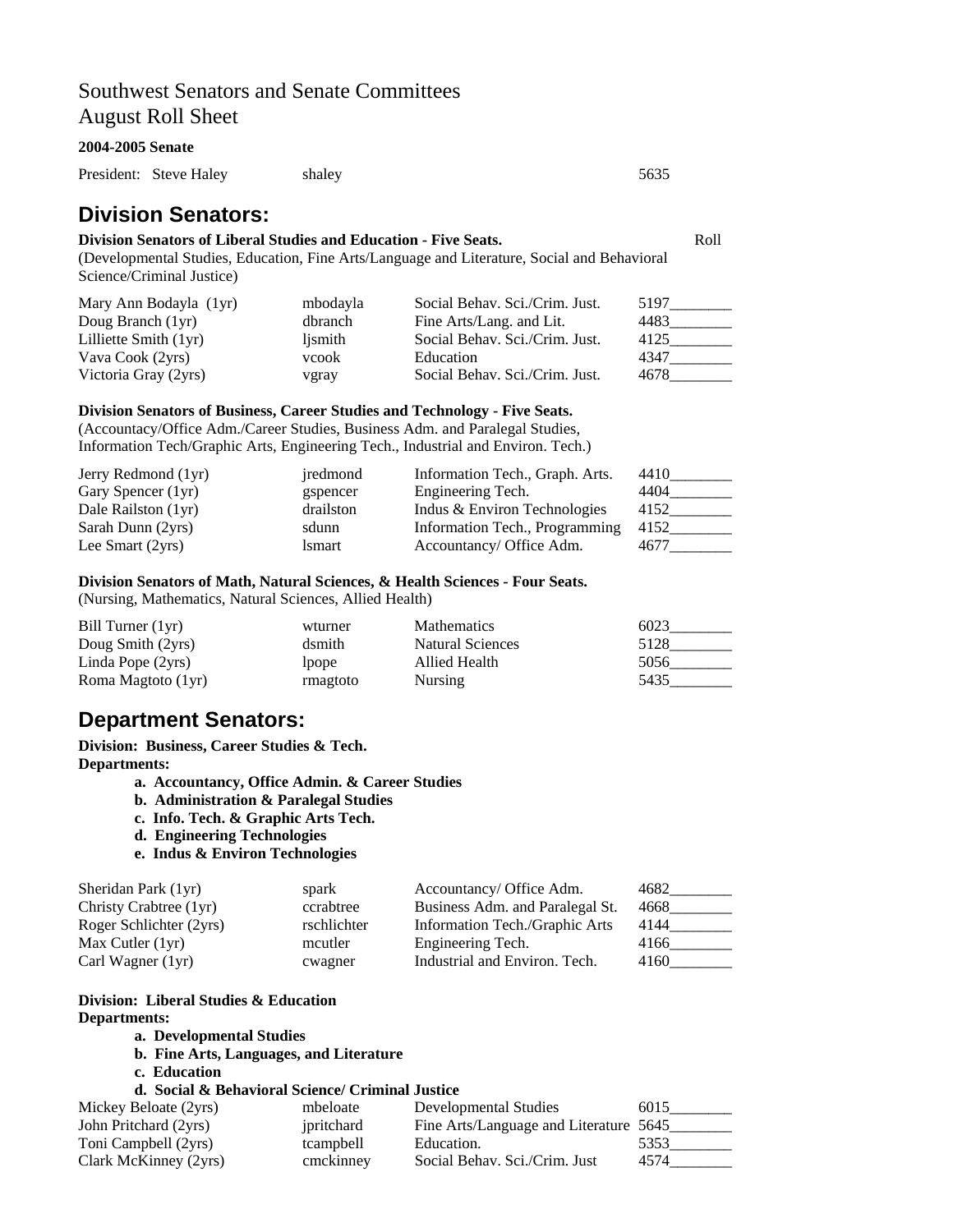Southwest Senators and Senate Committees
August Roll Sheet

**2004-2005 Senate**

President: Steve Haley shaley 5635

## Division Senators:

**Division Senators of Liberal Studies and Education - Five Seats.** Roll
(Developmental Studies, Education, Fine Arts/Language and Literature, Social and Behavioral Science/Criminal Justice)

| | | | |
|---|---|---|---|
| Mary Ann Bodayla (1yr) | mbodayla | Social Behav. Sci./Crim. Just. | 5197________ |
| Doug Branch (1yr) | dbranch | Fine Arts/Lang. and Lit. | 4483________ |
| Lilliette Smith (1yr) | ljsmith | Social Behav. Sci./Crim. Just. | 4125________ |
| Vava Cook (2yrs) | vcook | Education | 4347________ |
| Victoria Gray (2yrs) | vgray | Social Behav. Sci./Crim. Just. | 4678________ |

**Division Senators of Business, Career Studies and Technology - Five Seats.**
(Accountacy/Office Adm./Career Studies, Business Adm. and Paralegal Studies, Information Tech/Graphic Arts, Engineering Tech., Industrial and Environ. Tech.)

| | | | |
|---|---|---|---|
| Jerry Redmond (1yr) | jredmond | Information Tech., Graph. Arts. | 4410________ |
| Gary Spencer (1yr) | gspencer | Engineering Tech. | 4404________ |
| Dale Railston (1yr) | drailston | Indus & Environ Technologies | 4152________ |
| Sarah Dunn (2yrs) | sdunn | Information Tech., Programming | 4152________ |
| Lee Smart (2yrs) | lsmart | Accountancy/ Office Adm. | 4677________ |

**Division Senators of Math, Natural Sciences, & Health Sciences - Four Seats.**
(Nursing, Mathematics, Natural Sciences, Allied Health)

| | | | |
|---|---|---|---|
| Bill Turner (1yr) | wturner | Mathematics | 6023________ |
| Doug Smith (2yrs) | dsmith | Natural Sciences | 5128________ |
| Linda Pope (2yrs) | lpope | Allied Health | 5056________ |
| Roma Magtoto (1yr) | rmagtoto | Nursing | 5435________ |

## Department Senators:

**Division: Business, Career Studies & Tech.**
**Departments:**

- **a. Accountancy, Office Admin. & Career Studies**
- **b. Administration & Paralegal Studies**
- **c. Info. Tech. & Graphic Arts Tech.**
- **d. Engineering Technologies**
- **e. Indus & Environ Technologies**

| | | | |
|---|---|---|---|
| Sheridan Park (1yr) | spark | Accountancy/ Office Adm. | 4682________ |
| Christy Crabtree (1yr) | ccrabtree | Business Adm. and Paralegal St. | 4668________ |
| Roger Schlichter (2yrs) | rschlichter | Information Tech./Graphic Arts | 4144________ |
| Max Cutler (1yr) | mcutler | Engineering Tech. | 4166________ |
| Carl Wagner (1yr) | cwagner | Industrial and Environ. Tech. | 4160________ |

**Division: Liberal Studies & Education**
**Departments:**

- **a. Developmental Studies**
- **b. Fine Arts, Languages, and Literature**
- **c. Education**
- **d. Social & Behavioral Science/ Criminal Justice**

| | | | |
|---|---|---|---|
| Mickey Beloate (2yrs) | mbeloate | Developmental Studies | 6015________ |
| John Pritchard (2yrs) | jpritchard | Fine Arts/Language and Literature | 5645________ |
| Toni Campbell (2yrs) | tcampbell | Education. | 5353________ |
| Clark McKinney (2yrs) | cmckinney | Social Behav. Sci./Crim. Just | 4574________ |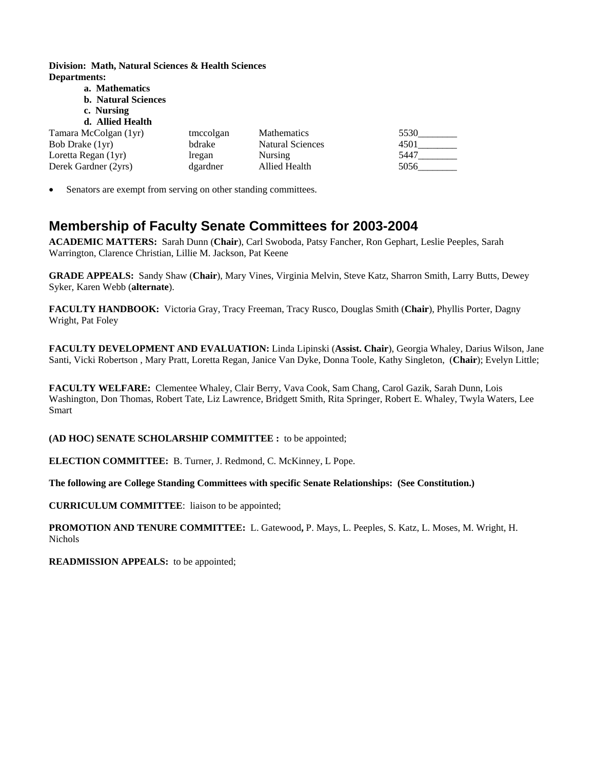**Division: Math, Natural Sciences & Health Sciences**
**Departments:**

- **a. Mathematics**
- **b. Natural Sciences**
- **c. Nursing**
- **d. Allied Health**

| | | | |
|---|---|---|---|
| Tamara McColgan (1yr) | tmccolgan | Mathematics | 5530________ |
| Bob Drake (1yr) | bdrake | Natural Sciences | 4501________ |
| Loretta Regan (1yr) | lregan | Nursing | 5447________ |
| Derek Gardner (2yrs) | dgardner | Allied Health | 5056________ |

- Senators are exempt from serving on other standing committees.

## Membership of Faculty Senate Committees for 2003-2004

**ACADEMIC MATTERS:** Sarah Dunn (**Chair**), Carl Swoboda, Patsy Fancher, Ron Gephart, Leslie Peeples, Sarah Warrington, Clarence Christian, Lillie M. Jackson, Pat Keene

**GRADE APPEALS:** Sandy Shaw (**Chair**), Mary Vines, Virginia Melvin, Steve Katz, Sharron Smith, Larry Butts, Dewey Syker, Karen Webb (**alternate**).

**FACULTY HANDBOOK:** Victoria Gray, Tracy Freeman, Tracy Rusco, Douglas Smith (**Chair**), Phyllis Porter, Dagny Wright, Pat Foley

**FACULTY DEVELOPMENT AND EVALUATION:** Linda Lipinski (**Assist. Chair**), Georgia Whaley, Darius Wilson, Jane Santi, Vicki Robertson , Mary Pratt, Loretta Regan, Janice Van Dyke, Donna Toole, Kathy Singleton, (**Chair**); Evelyn Little;

**FACULTY WELFARE:** Clementee Whaley, Clair Berry, Vava Cook, Sam Chang, Carol Gazik, Sarah Dunn, Lois Washington, Don Thomas, Robert Tate, Liz Lawrence, Bridgett Smith, Rita Springer, Robert E. Whaley, Twyla Waters, Lee Smart

**(AD HOC) SENATE SCHOLARSHIP COMMITTEE :** to be appointed;

**ELECTION COMMITTEE:** B. Turner, J. Redmond, C. McKinney, L Pope.

**The following are College Standing Committees with specific Senate Relationships: (See Constitution.)**

**CURRICULUM COMMITTEE**: liaison to be appointed;

**PROMOTION AND TENURE COMMITTEE:** L. Gatewood**,** P. Mays, L. Peeples, S. Katz, L. Moses, M. Wright, H. Nichols

**READMISSION APPEALS:** to be appointed;